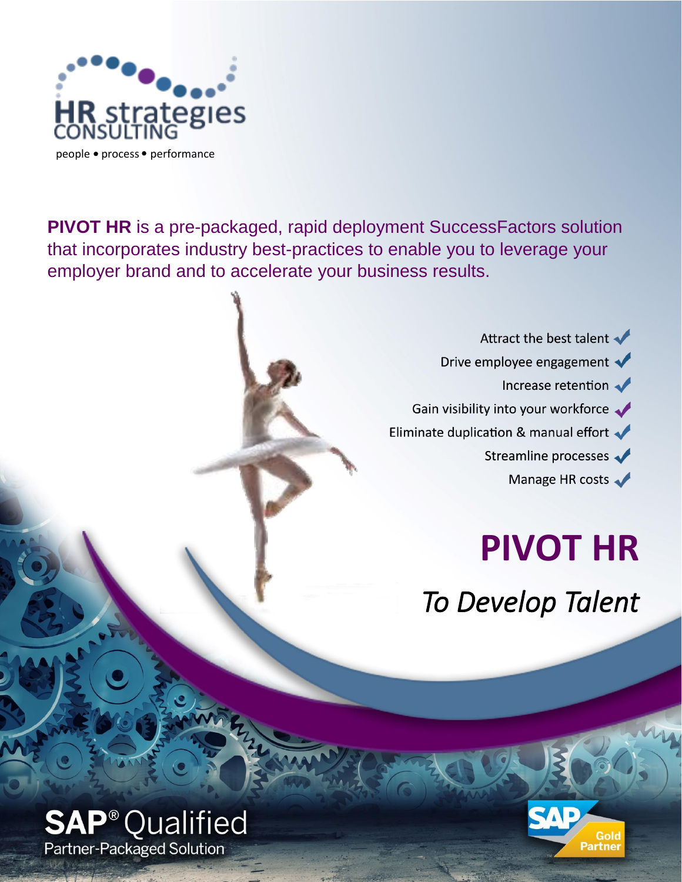HR strategies CONSULTING

people • process • performance

**PIVOT HR** is a pre-packaged, rapid deployment SuccessFactors solution that incorporates industry best-practices to enable you to leverage your employer brand and to accelerate your business results.

- Attract the best talent ✓
- Drive employee engagement ✓
- Increase retention ✓
- Gain visibility into your workforce ✓
- Eliminate duplication & manual effort ✓
- Streamline processes ✓
- Manage HR costs ✓

# PIVOT HR

*To Develop Talent*

SAP® Qualified
Partner-Packaged Solution

SAP Gold Partner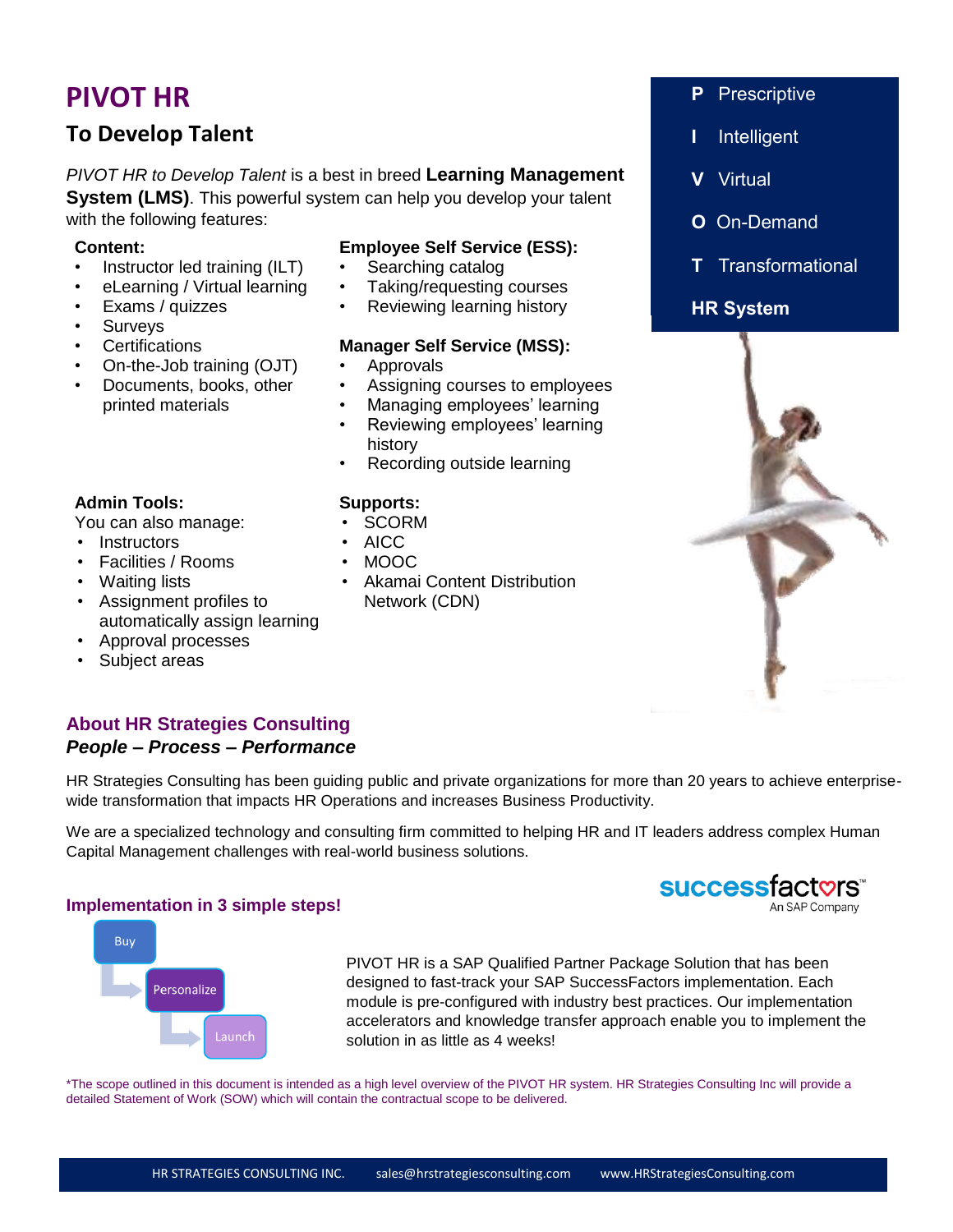# PIVOT HR

## To Develop Talent

*PIVOT HR to Develop Talent* is a best in breed **Learning Management System (LMS)**. This powerful system can help you develop your talent with the following features:

**Content:**

- Instructor led training (ILT)
- eLearning / Virtual learning
- Exams / quizzes
- Surveys
- Certifications
- On-the-Job training (OJT)
- Documents, books, other printed materials

**Employee Self Service (ESS):**

- Searching catalog
- Taking/requesting courses
- Reviewing learning history

**Manager Self Service (MSS):**

- Approvals
- Assigning courses to employees
- Managing employees' learning
- Reviewing employees' learning history
- Recording outside learning

**Admin Tools:**

You can also manage:

- Instructors
- Facilities / Rooms
- Waiting lists
- Assignment profiles to automatically assign learning
- Approval processes
- Subject areas

**Supports:**

- SCORM
- AICC
- MOOC
- Akamai Content Distribution Network (CDN)

**P** Prescriptive
**I** Intelligent
**V** Virtual
**O** On-Demand
**T** Transformational
**HR System**

### About HR Strategies Consulting

***People – Process – Performance***

HR Strategies Consulting has been guiding public and private organizations for more than 20 years to achieve enterprise-wide transformation that impacts HR Operations and increases Business Productivity.

We are a specialized technology and consulting firm committed to helping HR and IT leaders address complex Human Capital Management challenges with real-world business solutions.

successfactors™
An SAP Company

### Implementation in 3 simple steps!

Buy
Personalize
Launch

PIVOT HR is a SAP Qualified Partner Package Solution that has been designed to fast-track your SAP SuccessFactors implementation. Each module is pre-configured with industry best practices. Our implementation accelerators and knowledge transfer approach enable you to implement the solution in as little as 4 weeks!

*The scope outlined in this document is intended as a high level overview of the PIVOT HR system. HR Strategies Consulting Inc will provide a detailed Statement of Work (SOW) which will contain the contractual scope to be delivered.

HR STRATEGIES CONSULTING INC. sales@hrstrategiesconsulting.com www.HRStrategiesConsulting.com